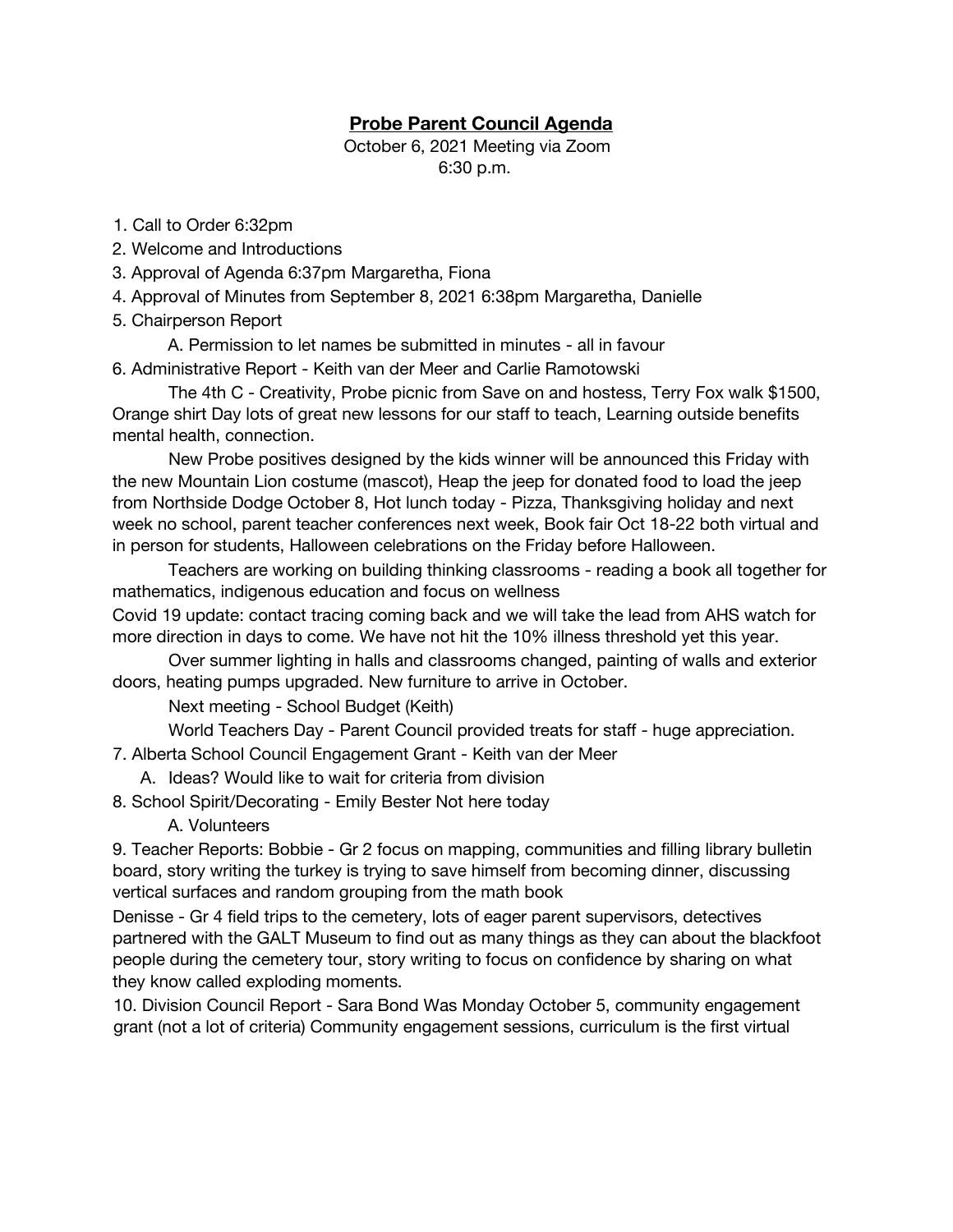# **Probe Parent Council Agenda**

October 6, 2021 Meeting via Zoom
6:30 p.m.

1. Call to Order 6:32pm
2. Welcome and Introductions
3. Approval of Agenda 6:37pm Margaretha, Fiona
4. Approval of Minutes from September 8, 2021 6:38pm Margaretha, Danielle
5. Chairperson Report
   
   A. Permission to let names be submitted in minutes - all in favour
6. Administrative Report - Keith van der Meer and Carlie Ramotowski

   The 4th C - Creativity, Probe picnic from Save on and hostess, Terry Fox walk $1500, Orange shirt Day lots of great new lessons for our staff to teach, Learning outside benefits mental health, connection.

   New Probe positives designed by the kids winner will be announced this Friday with the new Mountain Lion costume (mascot), Heap the jeep for donated food to load the jeep from Northside Dodge October 8, Hot lunch today - Pizza, Thanksgiving holiday and next week no school, parent teacher conferences next week, Book fair Oct 18-22 both virtual and in person for students, Halloween celebrations on the Friday before Halloween.

   Teachers are working on building thinking classrooms - reading a book all together for mathematics, indigenous education and focus on wellness

   Covid 19 update: contact tracing coming back and we will take the lead from AHS watch for more direction in days to come. We have not hit the 10% illness threshold yet this year.

   Over summer lighting in halls and classrooms changed, painting of walls and exterior doors, heating pumps upgraded. New furniture to arrive in October.

   Next meeting - School Budget (Keith)

   World Teachers Day - Parent Council provided treats for staff - huge appreciation.
7. Alberta School Council Engagement Grant - Keith van der Meer
   
   A. Ideas? Would like to wait for criteria from division
8. School Spirit/Decorating - Emily Bester Not here today
   
   A. Volunteers
9. Teacher Reports: Bobbie - Gr 2 focus on mapping, communities and filling library bulletin board, story writing the turkey is trying to save himself from becoming dinner, discussing vertical surfaces and random grouping from the math book

   Denisse - Gr 4 field trips to the cemetery, lots of eager parent supervisors, detectives partnered with the GALT Museum to find out as many things as they can about the blackfoot people during the cemetery tour, story writing to focus on confidence by sharing on what they know called exploding moments.
10. Division Council Report - Sara Bond Was Monday October 5, community engagement grant (not a lot of criteria) Community engagement sessions, curriculum is the first virtual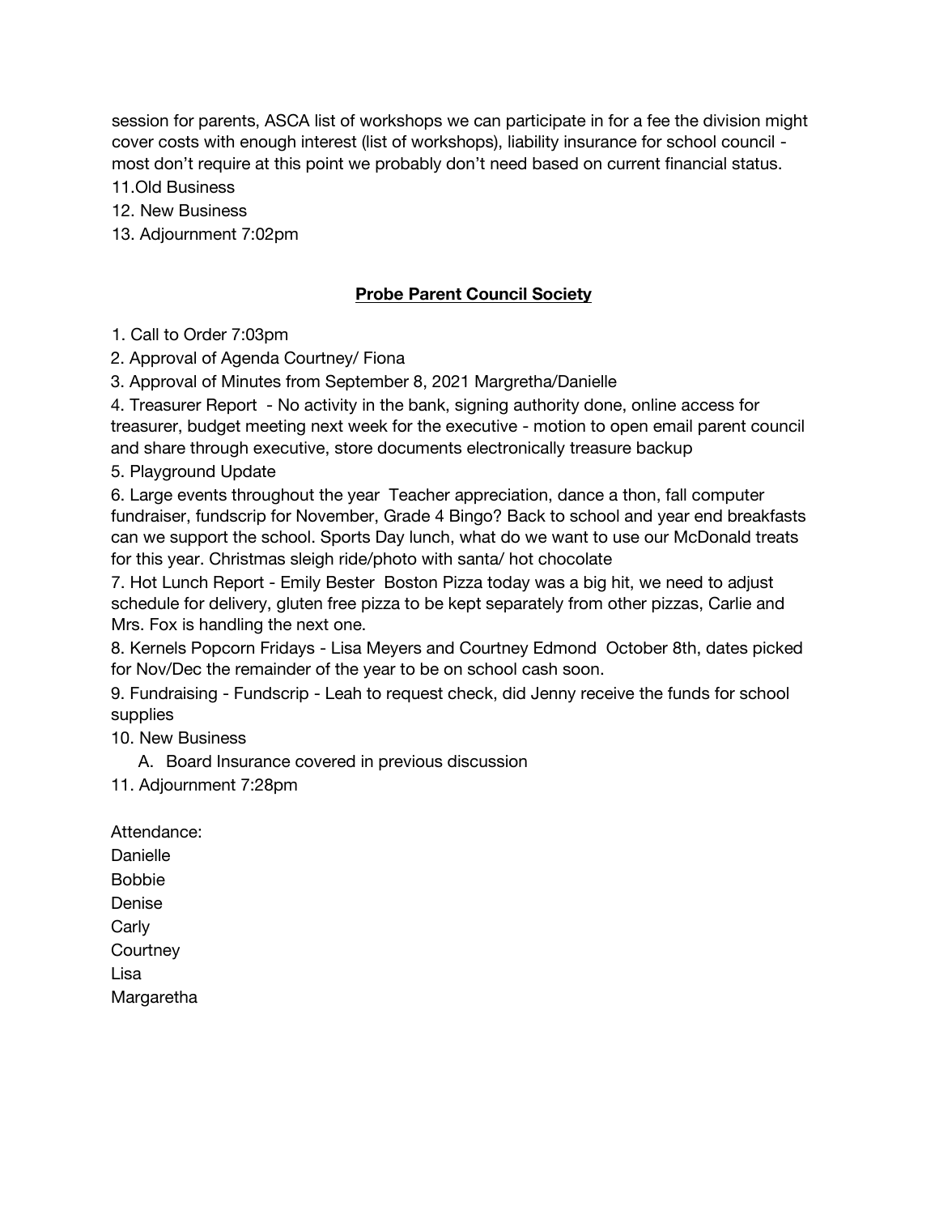session for parents, ASCA list of workshops we can participate in for a fee the division might cover costs with enough interest (list of workshops), liability insurance for school council - most don't require at this point we probably don't need based on current financial status.

11.Old Business

12. New Business

13. Adjournment 7:02pm

## Probe Parent Council Society

1. Call to Order 7:03pm
2. Approval of Agenda Courtney/ Fiona
3. Approval of Minutes from September 8, 2021 Margretha/Danielle
4. Treasurer Report - No activity in the bank, signing authority done, online access for treasurer, budget meeting next week for the executive - motion to open email parent council and share through executive, store documents electronically treasure backup
5. Playground Update
6. Large events throughout the year Teacher appreciation, dance a thon, fall computer fundraiser, fundscrip for November, Grade 4 Bingo? Back to school and year end breakfasts can we support the school. Sports Day lunch, what do we want to use our McDonald treats for this year. Christmas sleigh ride/photo with santa/ hot chocolate
7. Hot Lunch Report - Emily Bester Boston Pizza today was a big hit, we need to adjust schedule for delivery, gluten free pizza to be kept separately from other pizzas, Carlie and Mrs. Fox is handling the next one.
8. Kernels Popcorn Fridays - Lisa Meyers and Courtney Edmond October 8th, dates picked for Nov/Dec the remainder of the year to be on school cash soon.
9. Fundraising - Fundscrip - Leah to request check, did Jenny receive the funds for school supplies
10. New Business
    A. Board Insurance covered in previous discussion
11. Adjournment 7:28pm

Attendance:

Danielle

Bobbie

Denise

Carly

Courtney

Lisa

Margaretha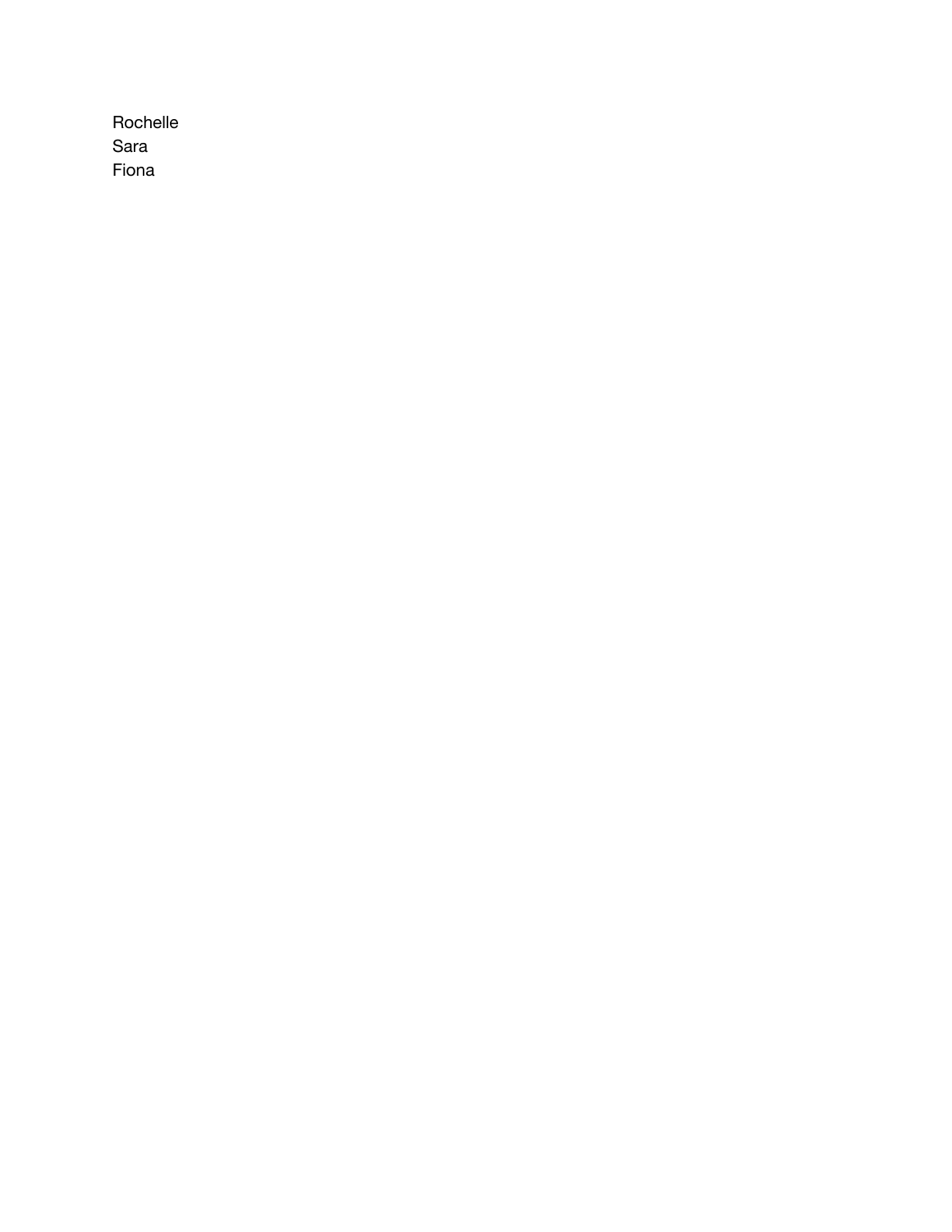Rochelle
Sara
Fiona